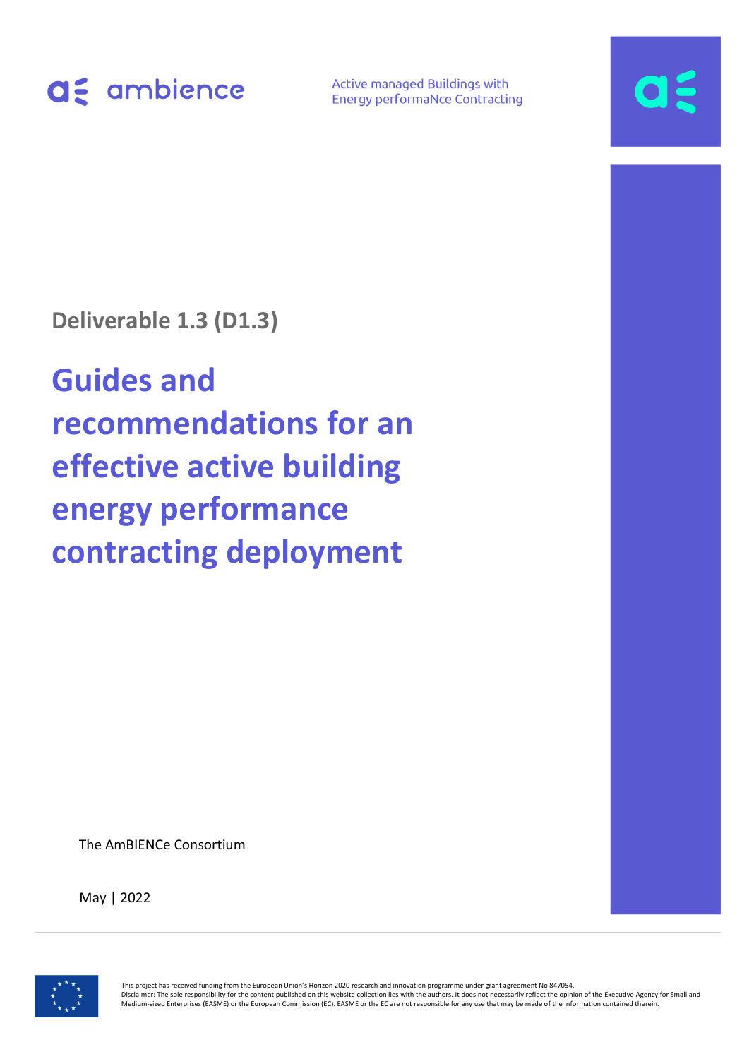ambience

Active managed Buildings with Energy performaNce Contracting

**Deliverable 1.3 (D1.3)**

# Guides and recommendations for an effective active building energy performance contracting deployment

The AmBIENCe Consortium

May | 2022

This project has received funding from the European Union's Horizon 2020 research and innovation programme under grant agreement No 847054.
Disclaimer: The sole responsibility for the content published on this website collection lies with the authors. It does not necessarily reflect the opinion of the Executive Agency for Small and Medium-sized Enterprises (EASME) or the European Commission (EC). EASME or the EC are not responsible for any use that may be made of the information contained therein.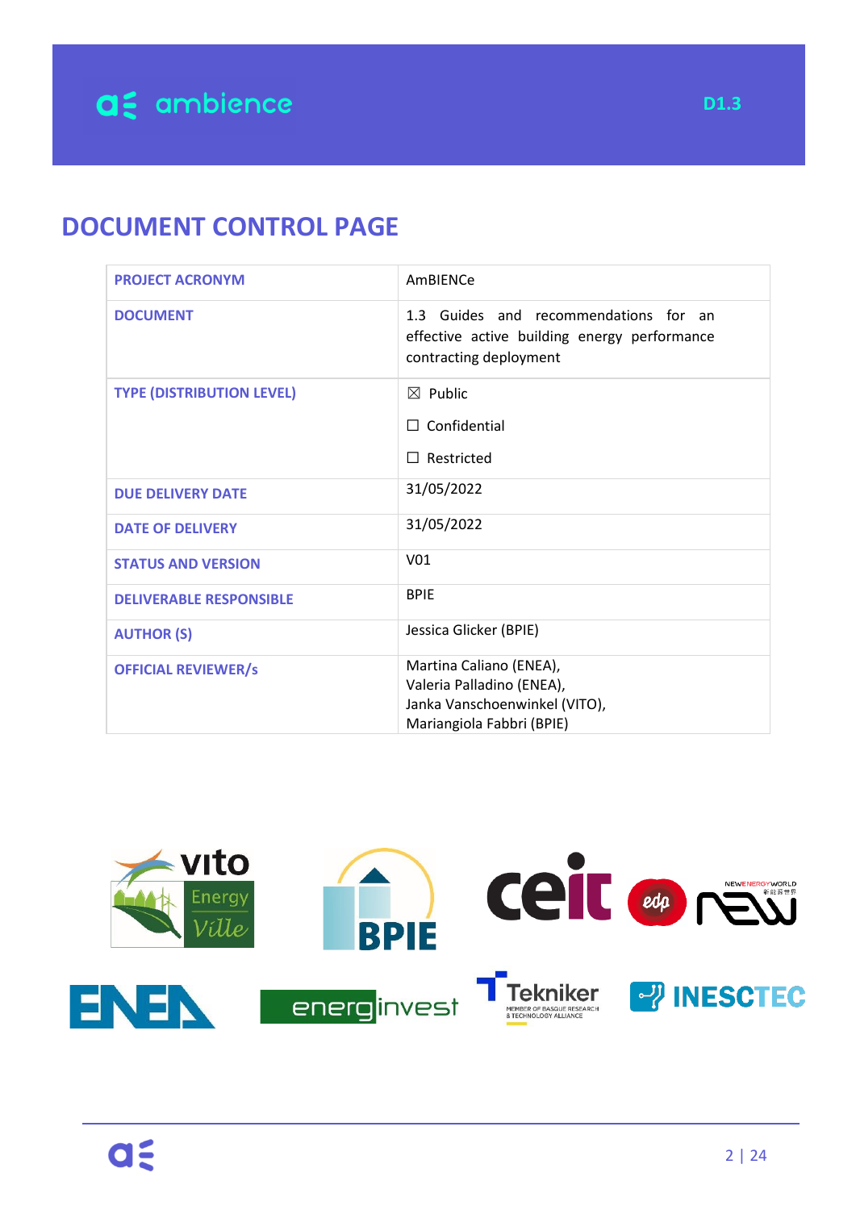# DOCUMENT CONTROL PAGE

| PROJECT ACRONYM | AmBIENCe |
|---|---|
| DOCUMENT | 1.3 Guides and recommendations for an effective active building energy performance contracting deployment |
| TYPE (DISTRIBUTION LEVEL) | ☒ Public<br>☐ Confidential<br>☐ Restricted |
| DUE DELIVERY DATE | 31/05/2022 |
| DATE OF DELIVERY | 31/05/2022 |
| STATUS AND VERSION | V01 |
| DELIVERABLE RESPONSIBLE | BPIE |
| AUTHOR (S) | Jessica Glicker (BPIE) |
| OFFICIAL REVIEWER/s | Martina Caliano (ENEA),<br>Valeria Palladino (ENEA),<br>Janka Vanschoenwinkel (VITO),<br>Mariangiola Fabbri (BPIE) |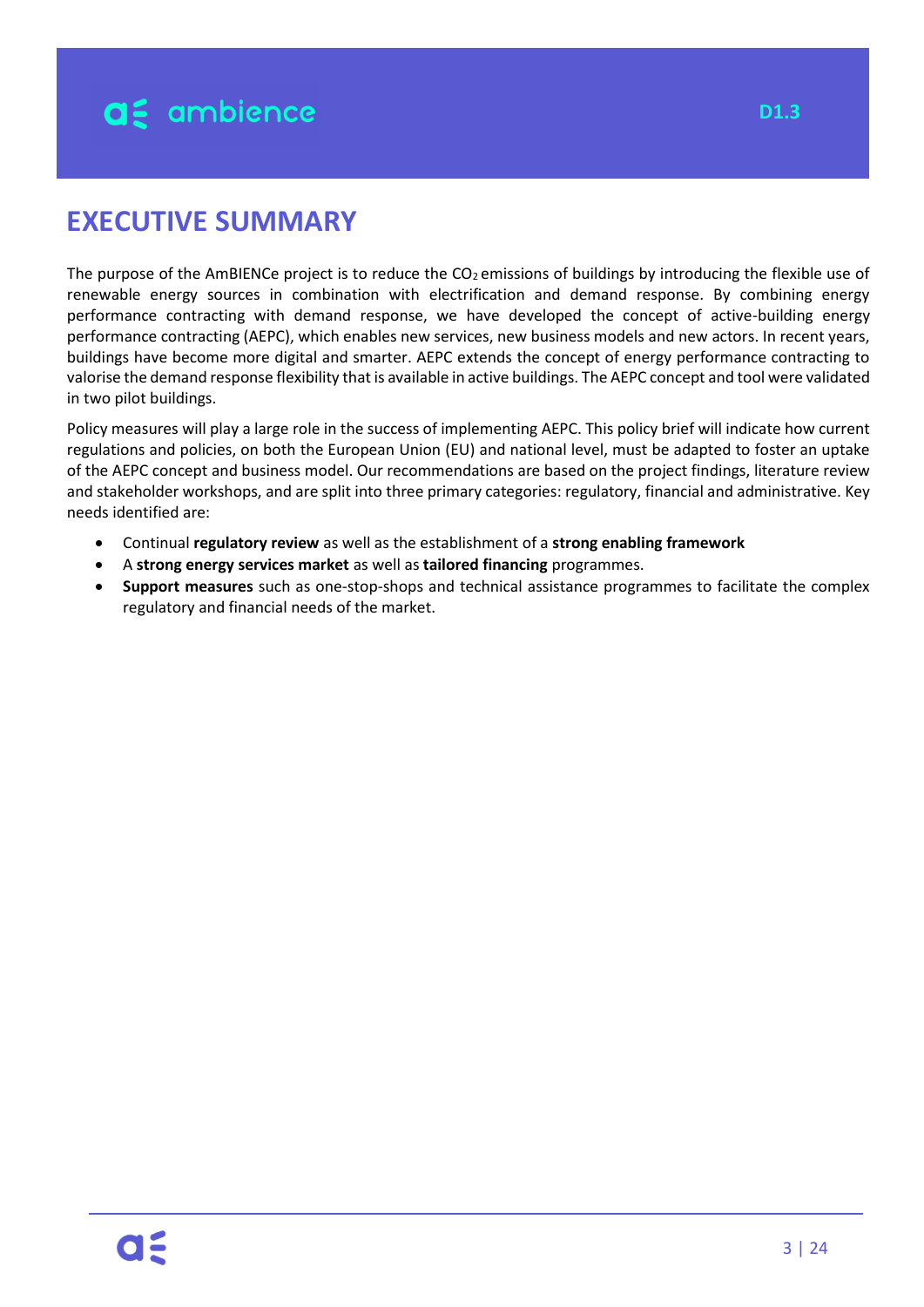# EXECUTIVE SUMMARY

The purpose of the AmBIENCe project is to reduce the $CO_2$ emissions of buildings by introducing the flexible use of renewable energy sources in combination with electrification and demand response. By combining energy performance contracting with demand response, we have developed the concept of active-building energy performance contracting (AEPC), which enables new services, new business models and new actors. In recent years, buildings have become more digital and smarter. AEPC extends the concept of energy performance contracting to valorise the demand response flexibility that is available in active buildings. The AEPC concept and tool were validated in two pilot buildings.

Policy measures will play a large role in the success of implementing AEPC. This policy brief will indicate how current regulations and policies, on both the European Union (EU) and national level, must be adapted to foster an uptake of the AEPC concept and business model. Our recommendations are based on the project findings, literature review and stakeholder workshops, and are split into three primary categories: regulatory, financial and administrative. Key needs identified are:

- Continual **regulatory review** as well as the establishment of a **strong enabling framework**
- A **strong energy services market** as well as **tailored financing** programmes.
- **Support measures** such as one-stop-shops and technical assistance programmes to facilitate the complex regulatory and financial needs of the market.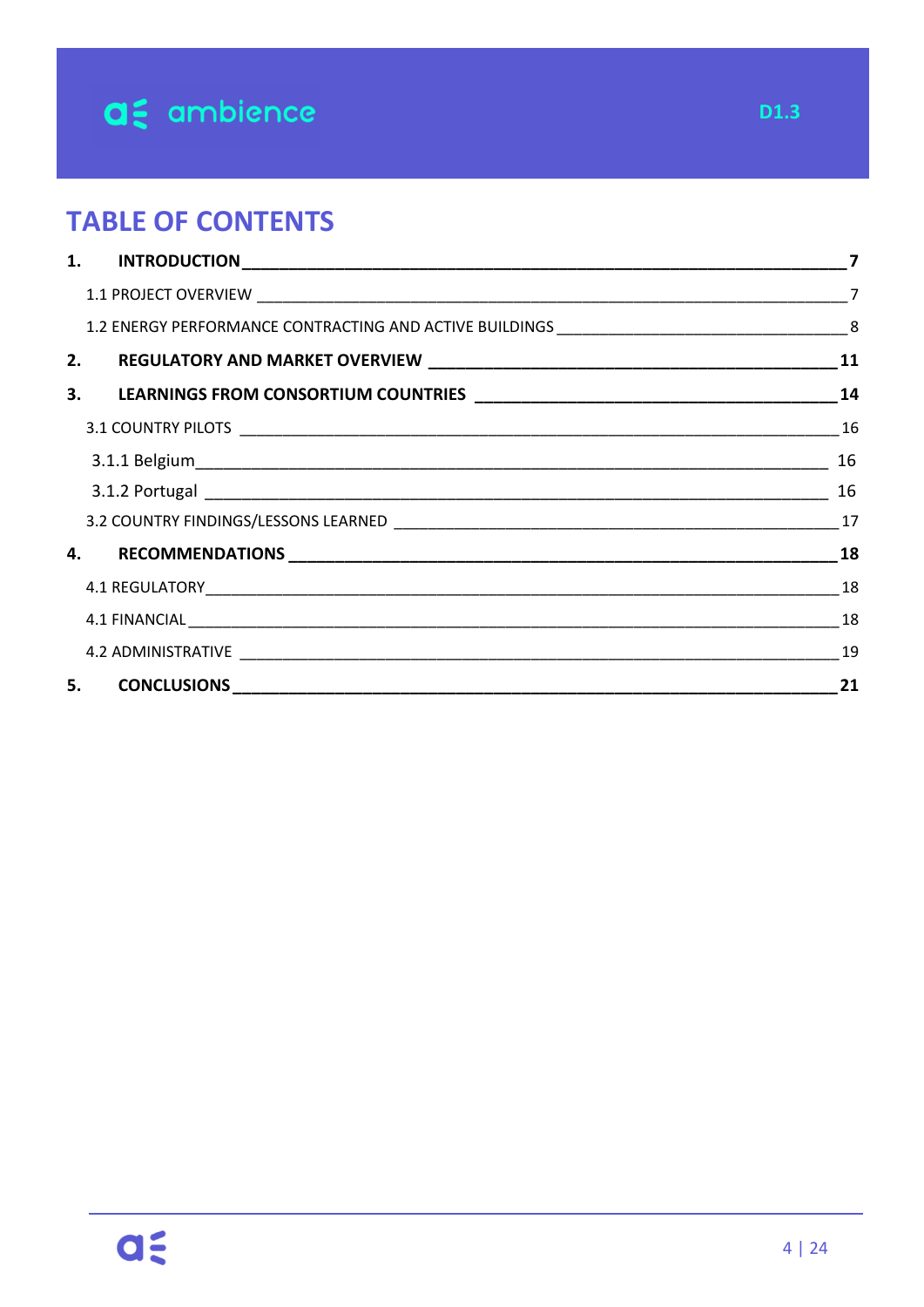# TABLE OF CONTENTS

**1. INTRODUCTION** — **7**

- 1.1 PROJECT OVERVIEW — 7
- 1.2 ENERGY PERFORMANCE CONTRACTING AND ACTIVE BUILDINGS — 8

**2. REGULATORY AND MARKET OVERVIEW** — **11**

**3. LEARNINGS FROM CONSORTIUM COUNTRIES** — **14**

- 3.1 COUNTRY PILOTS — 16
  - 3.1.1 Belgium — 16
  - 3.1.2 Portugal — 16
- 3.2 COUNTRY FINDINGS/LESSONS LEARNED — 17

**4. RECOMMENDATIONS** — **18**

- 4.1 REGULATORY — 18
- 4.1 FINANCIAL — 18
- 4.2 ADMINISTRATIVE — 19

**5. CONCLUSIONS** — **21**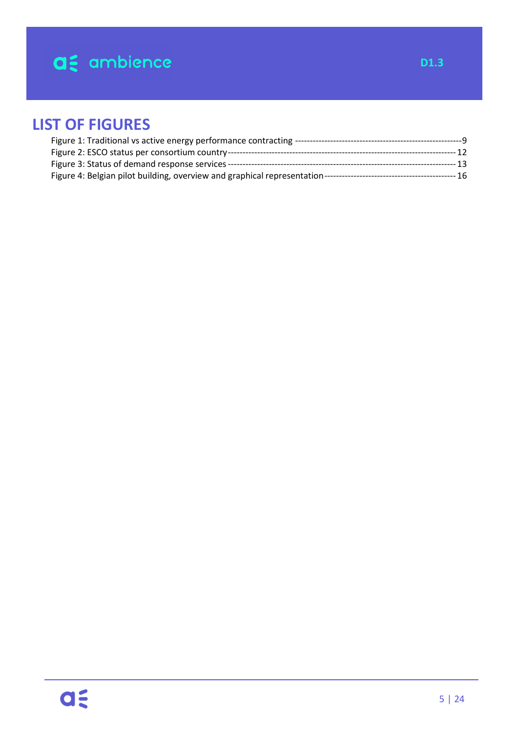# LIST OF FIGURES

Figure 1: Traditional vs active energy performance contracting ---------------------------------------------------------9
Figure 2: ESCO status per consortium country---------------------------------------------------------------------------12
Figure 3: Status of demand response services --------------------------------------------------------------------------13
Figure 4: Belgian pilot building, overview and graphical representation ---------------------------------------------16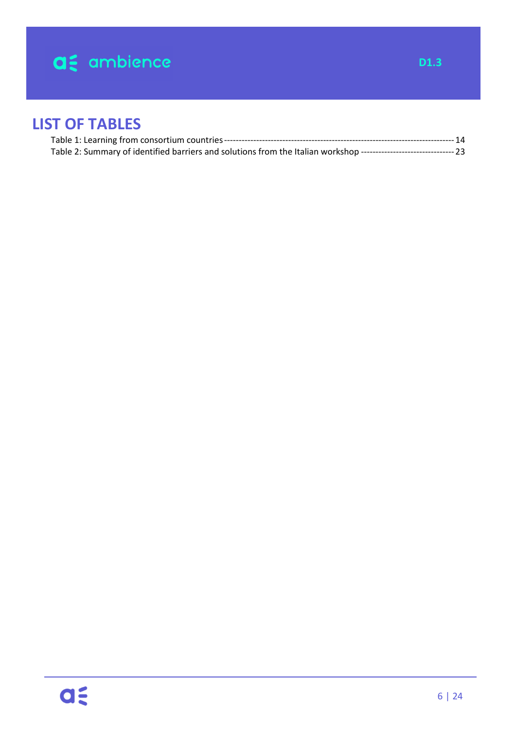# LIST OF TABLES

Table 1: Learning from consortium countries ---------------------------------------------------------------------------- 14

Table 2: Summary of identified barriers and solutions from the Italian workshop -------------------------------- 23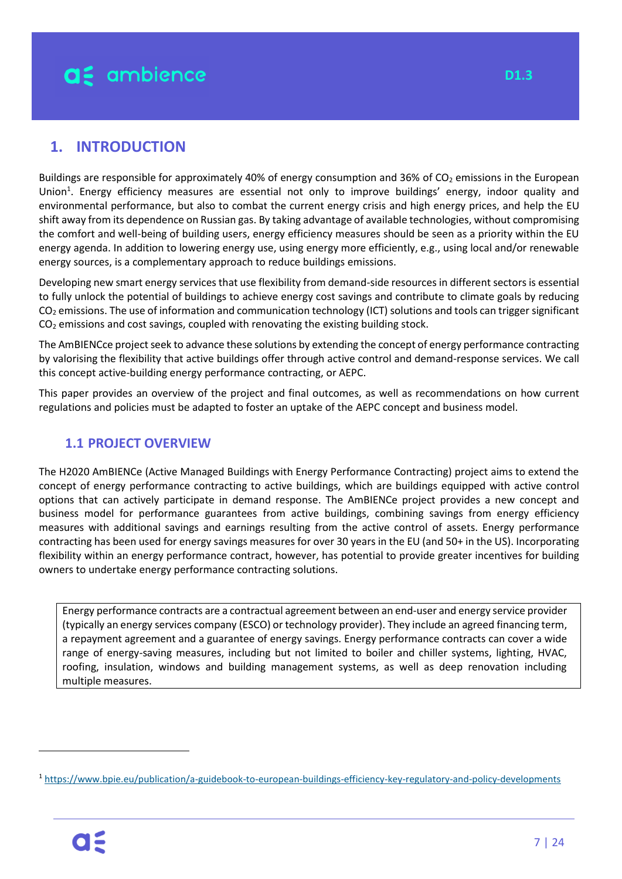# 1. INTRODUCTION

Buildings are responsible for approximately 40% of energy consumption and 36% of $CO_2$ emissions in the European Union[1]. Energy efficiency measures are essential not only to improve buildings' energy, indoor quality and environmental performance, but also to combat the current energy crisis and high energy prices, and help the EU shift away from its dependence on Russian gas. By taking advantage of available technologies, without compromising the comfort and well-being of building users, energy efficiency measures should be seen as a priority within the EU energy agenda. In addition to lowering energy use, using energy more efficiently, e.g., using local and/or renewable energy sources, is a complementary approach to reduce buildings emissions.

Developing new smart energy services that use flexibility from demand-side resources in different sectors is essential to fully unlock the potential of buildings to achieve energy cost savings and contribute to climate goals by reducing $CO_2$ emissions. The use of information and communication technology (ICT) solutions and tools can trigger significant $CO_2$ emissions and cost savings, coupled with renovating the existing building stock.

The AmBIENCce project seek to advance these solutions by extending the concept of energy performance contracting by valorising the flexibility that active buildings offer through active control and demand-response services. We call this concept active-building energy performance contracting, or AEPC.

This paper provides an overview of the project and final outcomes, as well as recommendations on how current regulations and policies must be adapted to foster an uptake of the AEPC concept and business model.

## 1.1 PROJECT OVERVIEW

The H2020 AmBIENCe (Active Managed Buildings with Energy Performance Contracting) project aims to extend the concept of energy performance contracting to active buildings, which are buildings equipped with active control options that can actively participate in demand response. The AmBIENCe project provides a new concept and business model for performance guarantees from active buildings, combining savings from energy efficiency measures with additional savings and earnings resulting from the active control of assets. Energy performance contracting has been used for energy savings measures for over 30 years in the EU (and 50+ in the US). Incorporating flexibility within an energy performance contract, however, has potential to provide greater incentives for building owners to undertake energy performance contracting solutions.

> Energy performance contracts are a contractual agreement between an end-user and energy service provider (typically an energy services company (ESCO) or technology provider). They include an agreed financing term, a repayment agreement and a guarantee of energy savings. Energy performance contracts can cover a wide range of energy-saving measures, including but not limited to boiler and chiller systems, lighting, HVAC, roofing, insulation, windows and building management systems, as well as deep renovation including multiple measures.

[1] https://www.bpie.eu/publication/a-guidebook-to-european-buildings-efficiency-key-regulatory-and-policy-developments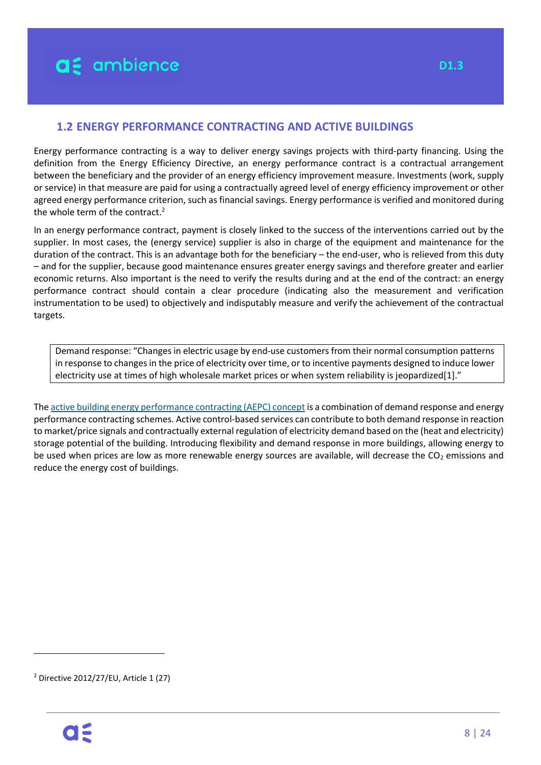## 1.2 ENERGY PERFORMANCE CONTRACTING AND ACTIVE BUILDINGS

Energy performance contracting is a way to deliver energy savings projects with third-party financing. Using the definition from the Energy Efficiency Directive, an energy performance contract is a contractual arrangement between the beneficiary and the provider of an energy efficiency improvement measure. Investments (work, supply or service) in that measure are paid for using a contractually agreed level of energy efficiency improvement or other agreed energy performance criterion, such as financial savings. Energy performance is verified and monitored during the whole term of the contract.[2]

In an energy performance contract, payment is closely linked to the success of the interventions carried out by the supplier. In most cases, the (energy service) supplier is also in charge of the equipment and maintenance for the duration of the contract. This is an advantage both for the beneficiary – the end-user, who is relieved from this duty – and for the supplier, because good maintenance ensures greater energy savings and therefore greater and earlier economic returns. Also important is the need to verify the results during and at the end of the contract: an energy performance contract should contain a clear procedure (indicating also the measurement and verification instrumentation to be used) to objectively and indisputably measure and verify the achievement of the contractual targets.

> Demand response: "Changes in electric usage by end-use customers from their normal consumption patterns in response to changes in the price of electricity over time, or to incentive payments designed to induce lower electricity use at times of high wholesale market prices or when system reliability is jeopardized[1]."

The active building energy performance contracting (AEPC) concept is a combination of demand response and energy performance contracting schemes. Active control-based services can contribute to both demand response in reaction to market/price signals and contractually external regulation of electricity demand based on the (heat and electricity) storage potential of the building. Introducing flexibility and demand response in more buildings, allowing energy to be used when prices are low as more renewable energy sources are available, will decrease the $CO_2$ emissions and reduce the energy cost of buildings.

---

[2] Directive 2012/27/EU, Article 1 (27)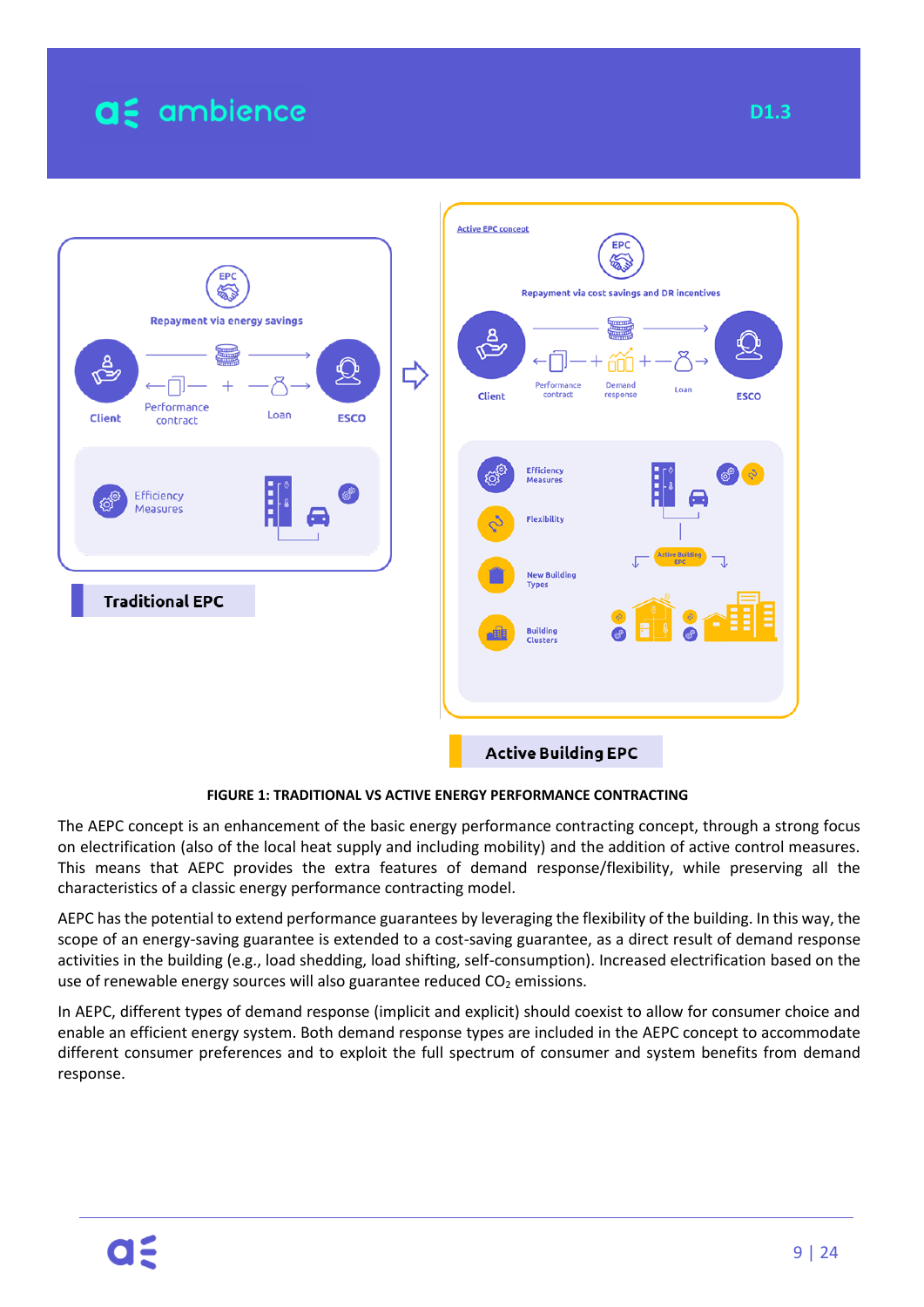**FIGURE 1: TRADITIONAL VS ACTIVE ENERGY PERFORMANCE CONTRACTING**

The AEPC concept is an enhancement of the basic energy performance contracting concept, through a strong focus on electrification (also of the local heat supply and including mobility) and the addition of active control measures. This means that AEPC provides the extra features of demand response/flexibility, while preserving all the characteristics of a classic energy performance contracting model.

AEPC has the potential to extend performance guarantees by leveraging the flexibility of the building. In this way, the scope of an energy-saving guarantee is extended to a cost-saving guarantee, as a direct result of demand response activities in the building (e.g., load shedding, load shifting, self-consumption). Increased electrification based on the use of renewable energy sources will also guarantee reduced $CO_2$ emissions.

In AEPC, different types of demand response (implicit and explicit) should coexist to allow for consumer choice and enable an efficient energy system. Both demand response types are included in the AEPC concept to accommodate different consumer preferences and to exploit the full spectrum of consumer and system benefits from demand response.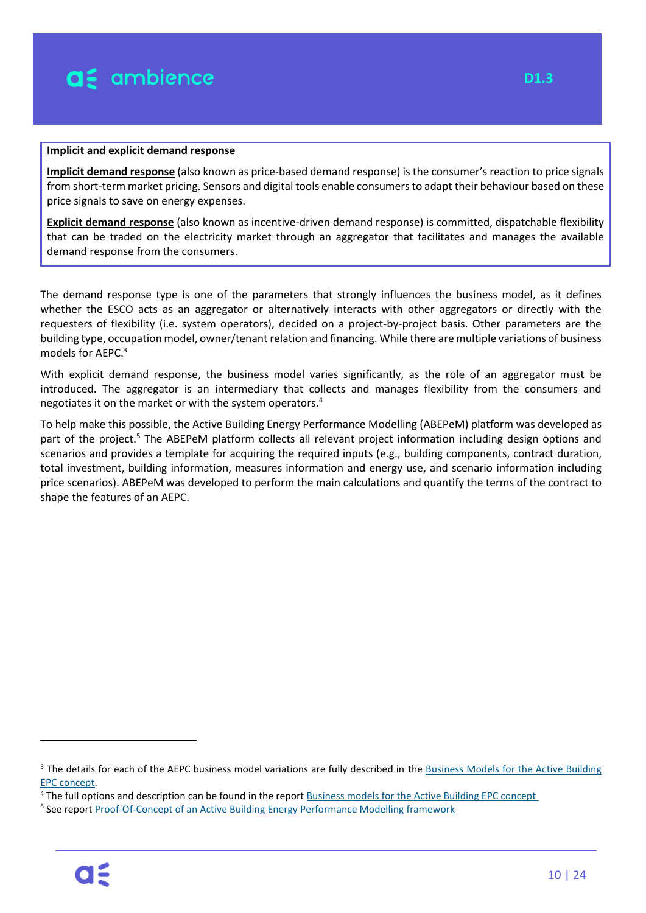**Implicit and explicit demand response**

**Implicit demand response** (also known as price-based demand response) is the consumer's reaction to price signals from short-term market pricing. Sensors and digital tools enable consumers to adapt their behaviour based on these price signals to save on energy expenses.

**Explicit demand response** (also known as incentive-driven demand response) is committed, dispatchable flexibility that can be traded on the electricity market through an aggregator that facilitates and manages the available demand response from the consumers.

The demand response type is one of the parameters that strongly influences the business model, as it defines whether the ESCO acts as an aggregator or alternatively interacts with other aggregators or directly with the requesters of flexibility (i.e. system operators), decided on a project-by-project basis. Other parameters are the building type, occupation model, owner/tenant relation and financing. While there are multiple variations of business models for AEPC.[3]

With explicit demand response, the business model varies significantly, as the role of an aggregator must be introduced. The aggregator is an intermediary that collects and manages flexibility from the consumers and negotiates it on the market or with the system operators.[4]

To help make this possible, the Active Building Energy Performance Modelling (ABEPeM) platform was developed as part of the project.[5] The ABEPeM platform collects all relevant project information including design options and scenarios and provides a template for acquiring the required inputs (e.g., building components, contract duration, total investment, building information, measures information and energy use, and scenario information including price scenarios). ABEPeM was developed to perform the main calculations and quantify the terms of the contract to shape the features of an AEPC.

---

[3] The details for each of the AEPC business model variations are fully described in the Business Models for the Active Building EPC concept.

[4] The full options and description can be found in the report Business models for the Active Building EPC concept

[5] See report Proof-Of-Concept of an Active Building Energy Performance Modelling framework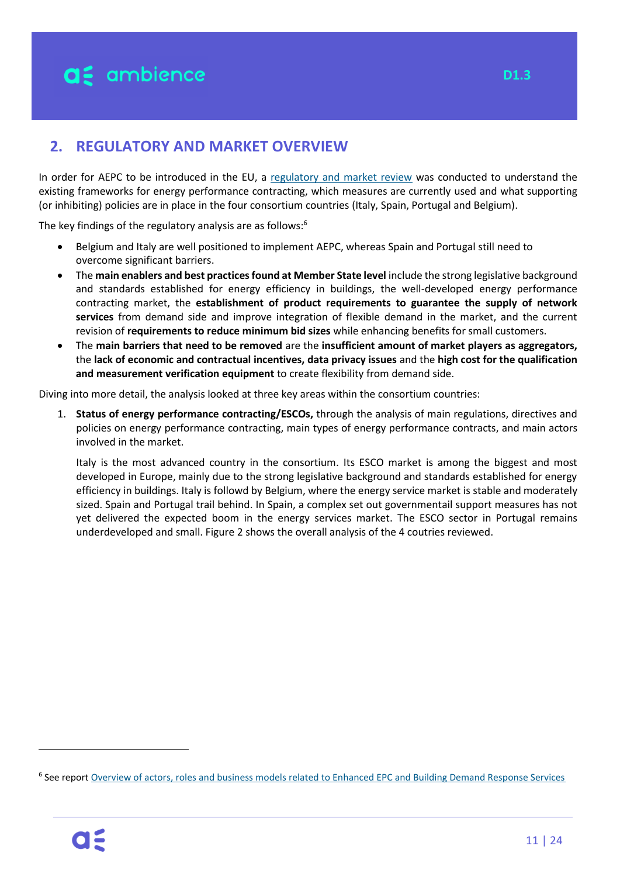## 2. REGULATORY AND MARKET OVERVIEW

In order for AEPC to be introduced in the EU, a regulatory and market review was conducted to understand the existing frameworks for energy performance contracting, which measures are currently used and what supporting (or inhibiting) policies are in place in the four consortium countries (Italy, Spain, Portugal and Belgium).

The key findings of the regulatory analysis are as follows:[6]

- Belgium and Italy are well positioned to implement AEPC, whereas Spain and Portugal still need to overcome significant barriers.
- The **main enablers and best practices found at Member State level** include the strong legislative background and standards established for energy efficiency in buildings, the well-developed energy performance contracting market, the **establishment of product requirements to guarantee the supply of network services** from demand side and improve integration of flexible demand in the market, and the current revision of **requirements to reduce minimum bid sizes** while enhancing benefits for small customers.
- The **main barriers that need to be removed** are the **insufficient amount of market players as aggregators,** the **lack of economic and contractual incentives, data privacy issues** and the **high cost for the qualification and measurement verification equipment** to create flexibility from demand side.

Diving into more detail, the analysis looked at three key areas within the consortium countries:

1. **Status of energy performance contracting/ESCOs,** through the analysis of main regulations, directives and policies on energy performance contracting, main types of energy performance contracts, and main actors involved in the market.

   Italy is the most advanced country in the consortium. Its ESCO market is among the biggest and most developed in Europe, mainly due to the strong legislative background and standards established for energy efficiency in buildings. Italy is followd by Belgium, where the energy service market is stable and moderately sized. Spain and Portugal trail behind. In Spain, a complex set out governmentail support measures has not yet delivered the expected boom in the energy services market. The ESCO sector in Portugal remains underdeveloped and small. Figure 2 shows the overall analysis of the 4 coutries reviewed.

[6] See report Overview of actors, roles and business models related to Enhanced EPC and Building Demand Response Services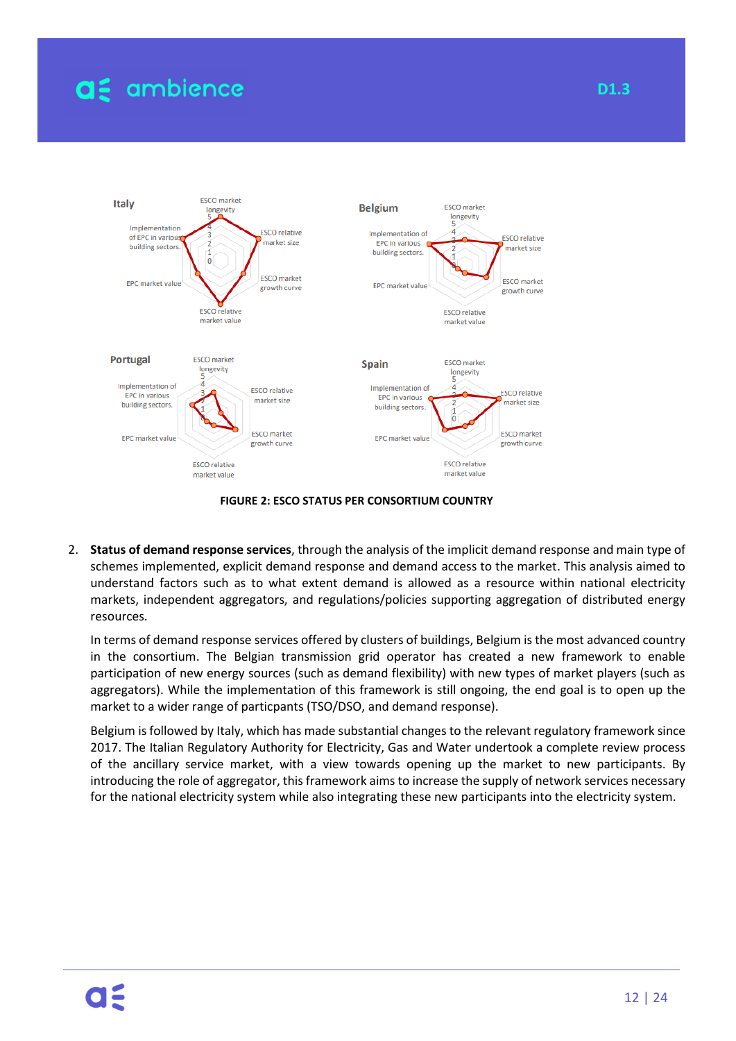FIGURE 2: ESCO STATUS PER CONSORTIUM COUNTRY

2. **Status of demand response services**, through the analysis of the implicit demand response and main type of schemes implemented, explicit demand response and demand access to the market. This analysis aimed to understand factors such as to what extent demand is allowed as a resource within national electricity markets, independent aggregators, and regulations/policies supporting aggregation of distributed energy resources.

   In terms of demand response services offered by clusters of buildings, Belgium is the most advanced country in the consortium. The Belgian transmission grid operator has created a new framework to enable participation of new energy sources (such as demand flexibility) with new types of market players (such as aggregators). While the implementation of this framework is still ongoing, the end goal is to open up the market to a wider range of particpants (TSO/DSO, and demand response).

   Belgium is followed by Italy, which has made substantial changes to the relevant regulatory framework since 2017. The Italian Regulatory Authority for Electricity, Gas and Water undertook a complete review process of the ancillary service market, with a view towards opening up the market to new participants. By introducing the role of aggregator, this framework aims to increase the supply of network services necessary for the national electricity system while also integrating these new participants into the electricity system.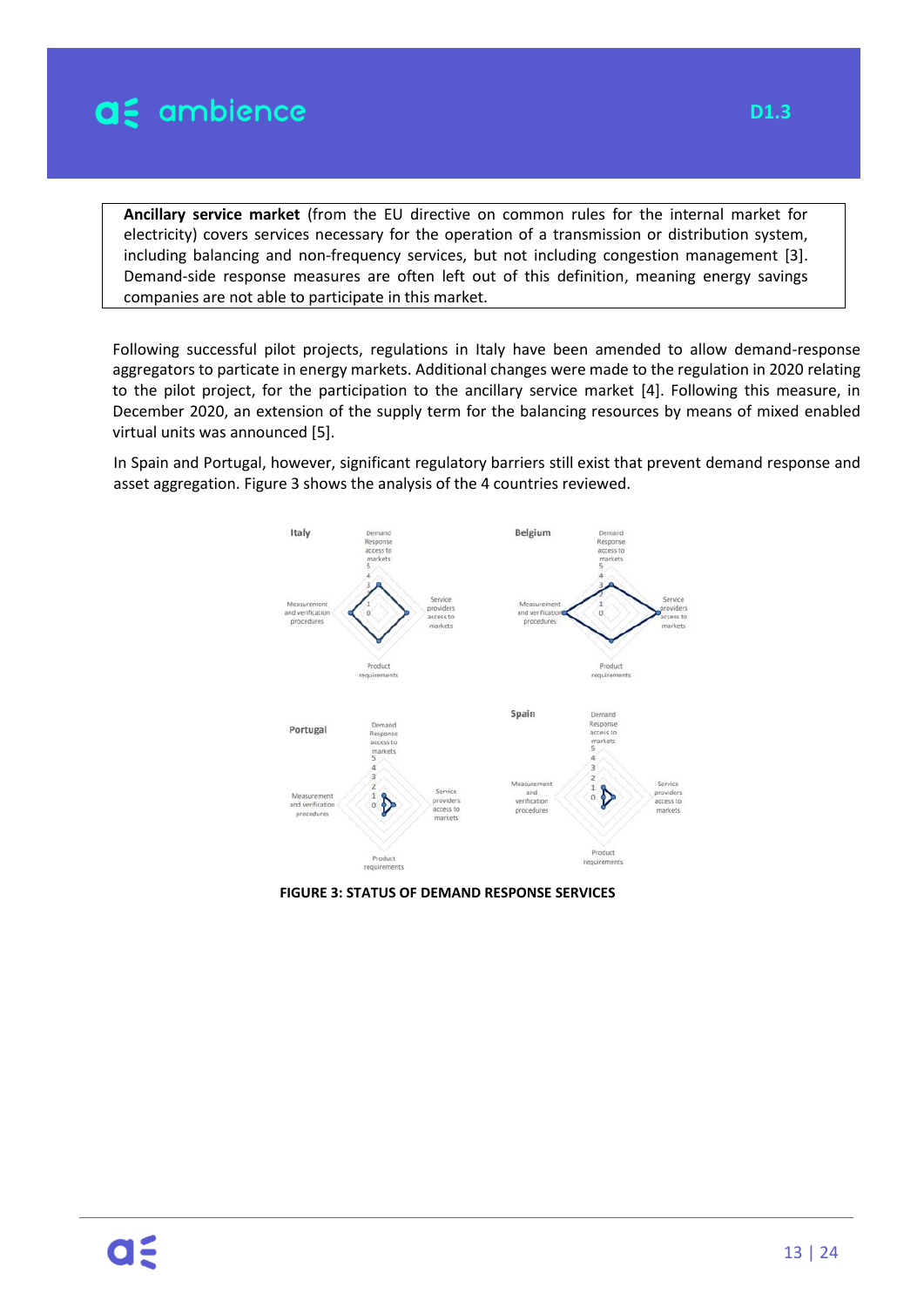**Ancillary service market** (from the EU directive on common rules for the internal market for electricity) covers services necessary for the operation of a transmission or distribution system, including balancing and non-frequency services, but not including congestion management [3]. Demand-side response measures are often left out of this definition, meaning energy savings companies are not able to participate in this market.

Following successful pilot projects, regulations in Italy have been amended to allow demand-response aggregators to particate in energy markets. Additional changes were made to the regulation in 2020 relating to the pilot project, for the participation to the ancillary service market [4]. Following this measure, in December 2020, an extension of the supply term for the balancing resources by means of mixed enabled virtual units was announced [5].

In Spain and Portugal, however, significant regulatory barriers still exist that prevent demand response and asset aggregation. Figure 3 shows the analysis of the 4 countries reviewed.

**FIGURE 3: STATUS OF DEMAND RESPONSE SERVICES**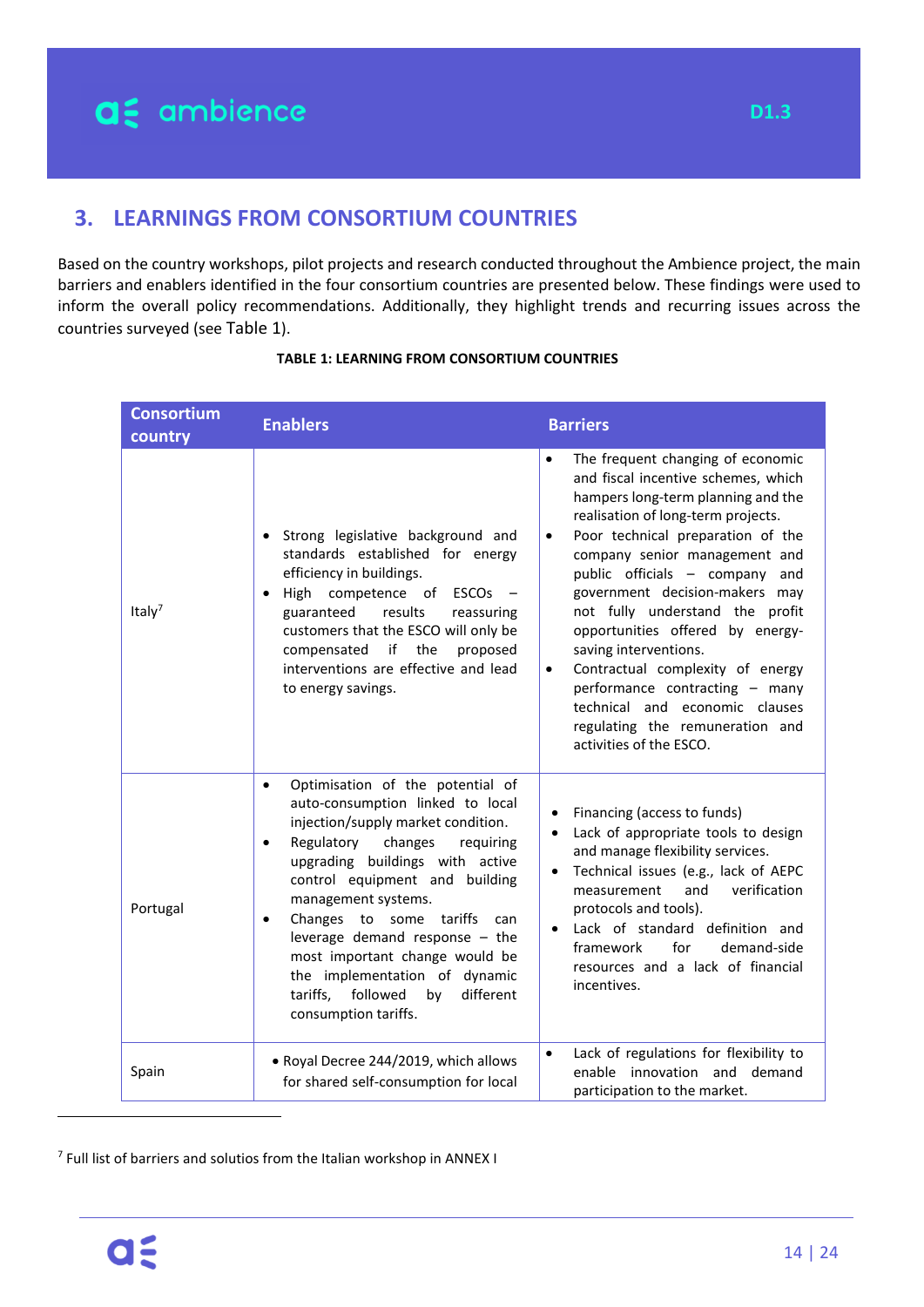## 3. LEARNINGS FROM CONSORTIUM COUNTRIES

Based on the country workshops, pilot projects and research conducted throughout the Ambience project, the main barriers and enablers identified in the four consortium countries are presented below. These findings were used to inform the overall policy recommendations. Additionally, they highlight trends and recurring issues across the countries surveyed (see Table 1).

**TABLE 1: LEARNING FROM CONSORTIUM COUNTRIES**

| Consortium country | Enablers | Barriers |
|---|---|---|
| Italy[7] | • Strong legislative background and standards established for energy efficiency in buildings.<br>• High competence of ESCOs – guaranteed results reassuring customers that the ESCO will only be compensated if the proposed interventions are effective and lead to energy savings. | • The frequent changing of economic and fiscal incentive schemes, which hampers long-term planning and the realisation of long-term projects.<br>• Poor technical preparation of the company senior management and public officials – company and government decision-makers may not fully understand the profit opportunities offered by energy-saving interventions.<br>• Contractual complexity of energy performance contracting – many technical and economic clauses regulating the remuneration and activities of the ESCO. |
| Portugal | • Optimisation of the potential of auto-consumption linked to local injection/supply market condition.<br>• Regulatory changes requiring upgrading buildings with active control equipment and building management systems.<br>• Changes to some tariffs can leverage demand response – the most important change would be the implementation of dynamic tariffs, followed by different consumption tariffs. | • Financing (access to funds)<br>• Lack of appropriate tools to design and manage flexibility services.<br>• Technical issues (e.g., lack of AEPC measurement and verification protocols and tools).<br>• Lack of standard definition and framework for demand-side resources and a lack of financial incentives. |
| Spain | • Royal Decree 244/2019, which allows for shared self-consumption for local | • Lack of regulations for flexibility to enable innovation and demand participation to the market. |

[7] Full list of barriers and solutios from the Italian workshop in ANNEX I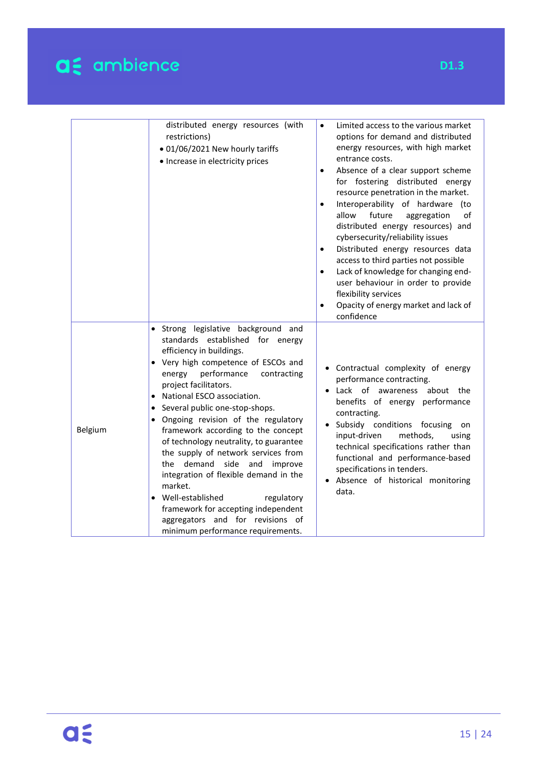| | | |
|---|---|---|
| | distributed energy resources (with restrictions)<br>• 01/06/2021 New hourly tariffs<br>• Increase in electricity prices | • Limited access to the various market options for demand and distributed energy resources, with high market entrance costs.<br>• Absence of a clear support scheme for fostering distributed energy resource penetration in the market.<br>• Interoperability of hardware (to allow future aggregation of distributed energy resources) and cybersecurity/reliability issues<br>• Distributed energy resources data access to third parties not possible<br>• Lack of knowledge for changing end-user behaviour in order to provide flexibility services<br>• Opacity of energy market and lack of confidence |
| Belgium | • Strong legislative background and standards established for energy efficiency in buildings.<br>• Very high competence of ESCOs and energy performance contracting project facilitators.<br>• National ESCO association.<br>• Several public one-stop-shops.<br>• Ongoing revision of the regulatory framework according to the concept of technology neutrality, to guarantee the supply of network services from the demand side and improve integration of flexible demand in the market.<br>• Well-established regulatory framework for accepting independent aggregators and for revisions of minimum performance requirements. | • Contractual complexity of energy performance contracting.<br>• Lack of awareness about the benefits of energy performance contracting.<br>• Subsidy conditions focusing on input-driven methods, using technical specifications rather than functional and performance-based specifications in tenders.<br>• Absence of historical monitoring data. |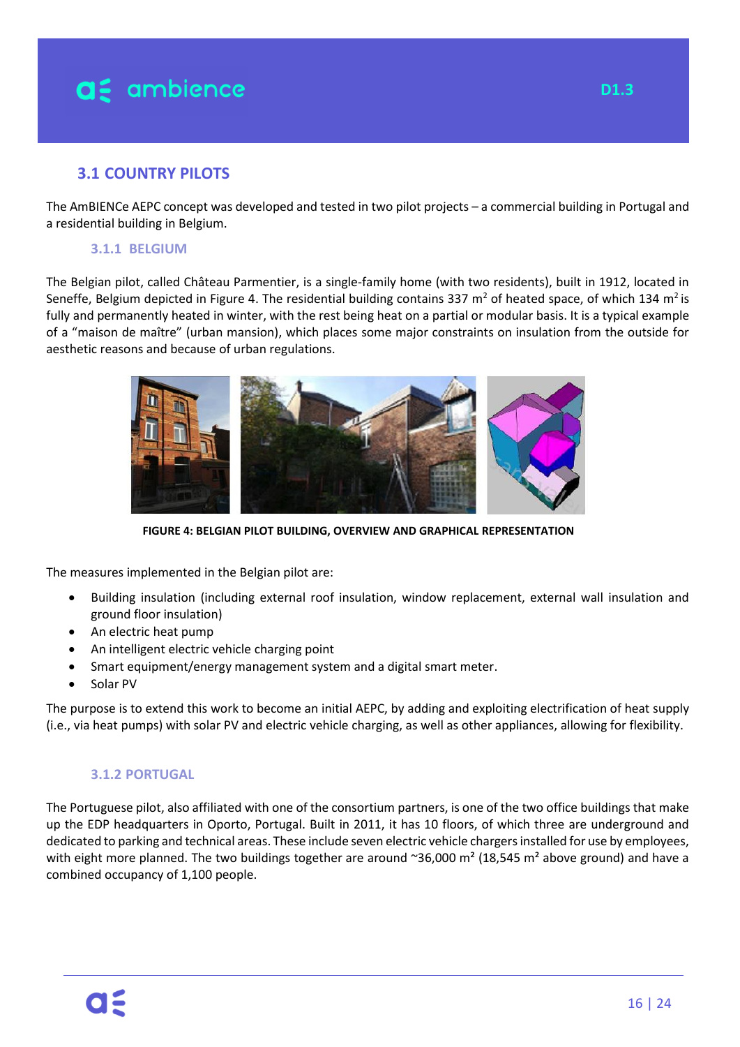## 3.1 COUNTRY PILOTS

The AmBIENCe AEPC concept was developed and tested in two pilot projects – a commercial building in Portugal and a residential building in Belgium.

### 3.1.1 BELGIUM

The Belgian pilot, called Château Parmentier, is a single-family home (with two residents), built in 1912, located in Seneffe, Belgium depicted in Figure 4. The residential building contains 337 m$^2$ of heated space, of which 134 m$^2$ is fully and permanently heated in winter, with the rest being heat on a partial or modular basis. It is a typical example of a "maison de maître" (urban mansion), which places some major constraints on insulation from the outside for aesthetic reasons and because of urban regulations.

**FIGURE 4: BELGIAN PILOT BUILDING, OVERVIEW AND GRAPHICAL REPRESENTATION**

The measures implemented in the Belgian pilot are:

- Building insulation (including external roof insulation, window replacement, external wall insulation and ground floor insulation)
- An electric heat pump
- An intelligent electric vehicle charging point
- Smart equipment/energy management system and a digital smart meter.
- Solar PV

The purpose is to extend this work to become an initial AEPC, by adding and exploiting electrification of heat supply (i.e., via heat pumps) with solar PV and electric vehicle charging, as well as other appliances, allowing for flexibility.

### 3.1.2 PORTUGAL

The Portuguese pilot, also affiliated with one of the consortium partners, is one of the two office buildings that make up the EDP headquarters in Oporto, Portugal. Built in 2011, it has 10 floors, of which three are underground and dedicated to parking and technical areas. These include seven electric vehicle chargers installed for use by employees, with eight more planned. The two buildings together are around ~36,000 m² (18,545 m² above ground) and have a combined occupancy of 1,100 people.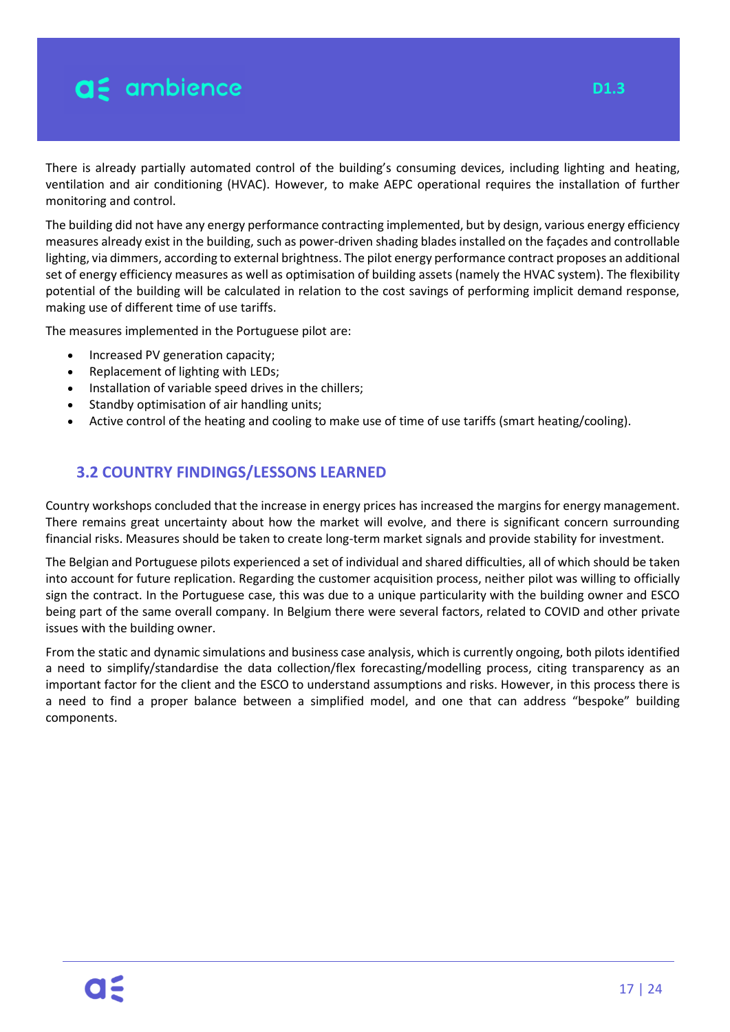There is already partially automated control of the building's consuming devices, including lighting and heating, ventilation and air conditioning (HVAC). However, to make AEPC operational requires the installation of further monitoring and control.

The building did not have any energy performance contracting implemented, but by design, various energy efficiency measures already exist in the building, such as power-driven shading blades installed on the façades and controllable lighting, via dimmers, according to external brightness. The pilot energy performance contract proposes an additional set of energy efficiency measures as well as optimisation of building assets (namely the HVAC system). The flexibility potential of the building will be calculated in relation to the cost savings of performing implicit demand response, making use of different time of use tariffs.

The measures implemented in the Portuguese pilot are:

- Increased PV generation capacity;
- Replacement of lighting with LEDs;
- Installation of variable speed drives in the chillers;
- Standby optimisation of air handling units;
- Active control of the heating and cooling to make use of time of use tariffs (smart heating/cooling).

## 3.2 COUNTRY FINDINGS/LESSONS LEARNED

Country workshops concluded that the increase in energy prices has increased the margins for energy management. There remains great uncertainty about how the market will evolve, and there is significant concern surrounding financial risks. Measures should be taken to create long-term market signals and provide stability for investment.

The Belgian and Portuguese pilots experienced a set of individual and shared difficulties, all of which should be taken into account for future replication. Regarding the customer acquisition process, neither pilot was willing to officially sign the contract. In the Portuguese case, this was due to a unique particularity with the building owner and ESCO being part of the same overall company. In Belgium there were several factors, related to COVID and other private issues with the building owner.

From the static and dynamic simulations and business case analysis, which is currently ongoing, both pilots identified a need to simplify/standardise the data collection/flex forecasting/modelling process, citing transparency as an important factor for the client and the ESCO to understand assumptions and risks. However, in this process there is a need to find a proper balance between a simplified model, and one that can address "bespoke" building components.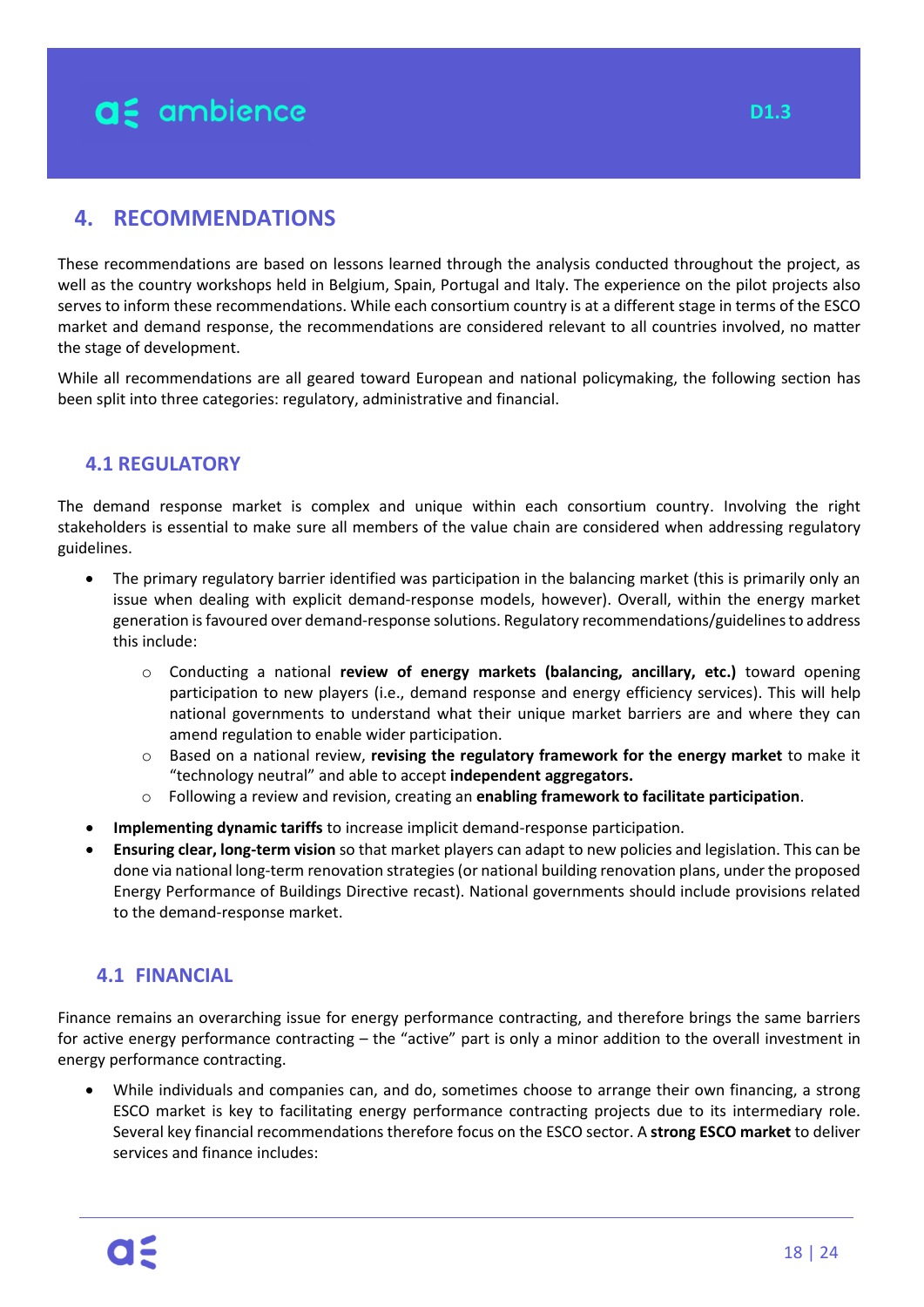## 4. RECOMMENDATIONS

These recommendations are based on lessons learned through the analysis conducted throughout the project, as well as the country workshops held in Belgium, Spain, Portugal and Italy. The experience on the pilot projects also serves to inform these recommendations. While each consortium country is at a different stage in terms of the ESCO market and demand response, the recommendations are considered relevant to all countries involved, no matter the stage of development.

While all recommendations are all geared toward European and national policymaking, the following section has been split into three categories: regulatory, administrative and financial.

### 4.1 REGULATORY

The demand response market is complex and unique within each consortium country. Involving the right stakeholders is essential to make sure all members of the value chain are considered when addressing regulatory guidelines.

- The primary regulatory barrier identified was participation in the balancing market (this is primarily only an issue when dealing with explicit demand-response models, however). Overall, within the energy market generation is favoured over demand-response solutions. Regulatory recommendations/guidelines to address this include:
  - Conducting a national **review of energy markets (balancing, ancillary, etc.)** toward opening participation to new players (i.e., demand response and energy efficiency services). This will help national governments to understand what their unique market barriers are and where they can amend regulation to enable wider participation.
  - Based on a national review, **revising the regulatory framework for the energy market** to make it "technology neutral" and able to accept **independent aggregators.**
  - Following a review and revision, creating an **enabling framework to facilitate participation**.
- **Implementing dynamic tariffs** to increase implicit demand-response participation.
- **Ensuring clear, long-term vision** so that market players can adapt to new policies and legislation. This can be done via national long-term renovation strategies (or national building renovation plans, under the proposed Energy Performance of Buildings Directive recast). National governments should include provisions related to the demand-response market.

### 4.1 FINANCIAL

Finance remains an overarching issue for energy performance contracting, and therefore brings the same barriers for active energy performance contracting – the "active" part is only a minor addition to the overall investment in energy performance contracting.

- While individuals and companies can, and do, sometimes choose to arrange their own financing, a strong ESCO market is key to facilitating energy performance contracting projects due to its intermediary role. Several key financial recommendations therefore focus on the ESCO sector. A **strong ESCO market** to deliver services and finance includes: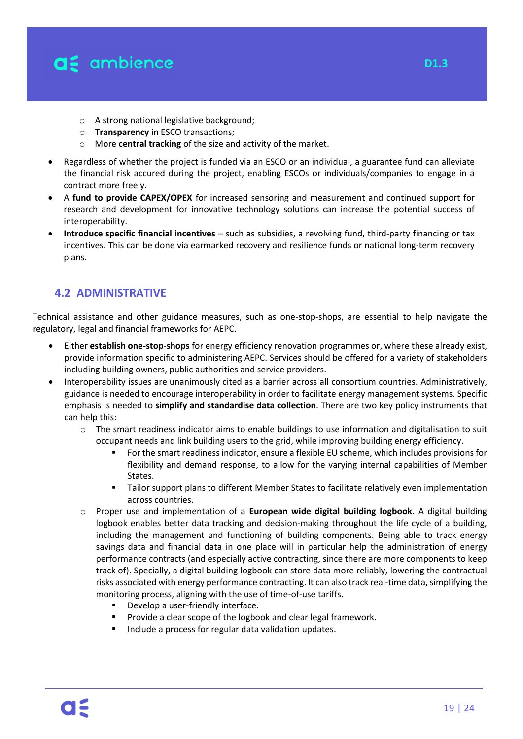- A strong national legislative background;
    - **Transparency** in ESCO transactions;
    - More **central tracking** of the size and activity of the market.
- Regardless of whether the project is funded via an ESCO or an individual, a guarantee fund can alleviate the financial risk accured during the project, enabling ESCOs or individuals/companies to engage in a contract more freely.
- A **fund to provide CAPEX/OPEX** for increased sensoring and measurement and continued support for research and development for innovative technology solutions can increase the potential success of interoperability.
- **Introduce specific financial incentives** – such as subsidies, a revolving fund, third-party financing or tax incentives. This can be done via earmarked recovery and resilience funds or national long-term recovery plans.

## 4.2 ADMINISTRATIVE

Technical assistance and other guidance measures, such as one-stop-shops, are essential to help navigate the regulatory, legal and financial frameworks for AEPC.

- Either **establish one-stop-shops** for energy efficiency renovation programmes or, where these already exist, provide information specific to administering AEPC. Services should be offered for a variety of stakeholders including building owners, public authorities and service providers.
- Interoperability issues are unanimously cited as a barrier across all consortium countries. Administratively, guidance is needed to encourage interoperability in order to facilitate energy management systems. Specific emphasis is needed to **simplify and standardise data collection**. There are two key policy instruments that can help this:
    - The smart readiness indicator aims to enable buildings to use information and digitalisation to suit occupant needs and link building users to the grid, while improving building energy efficiency.
        - For the smart readiness indicator, ensure a flexible EU scheme, which includes provisions for flexibility and demand response, to allow for the varying internal capabilities of Member States.
        - Tailor support plans to different Member States to facilitate relatively even implementation across countries.
    - Proper use and implementation of a **European wide digital building logbook.** A digital building logbook enables better data tracking and decision-making throughout the life cycle of a building, including the management and functioning of building components. Being able to track energy savings data and financial data in one place will in particular help the administration of energy performance contracts (and especially active contracting, since there are more components to keep track of). Specially, a digital building logbook can store data more reliably, lowering the contractual risks associated with energy performance contracting. It can also track real-time data, simplifying the monitoring process, aligning with the use of time-of-use tariffs.
        - Develop a user-friendly interface.
        - Provide a clear scope of the logbook and clear legal framework.
        - Include a process for regular data validation updates.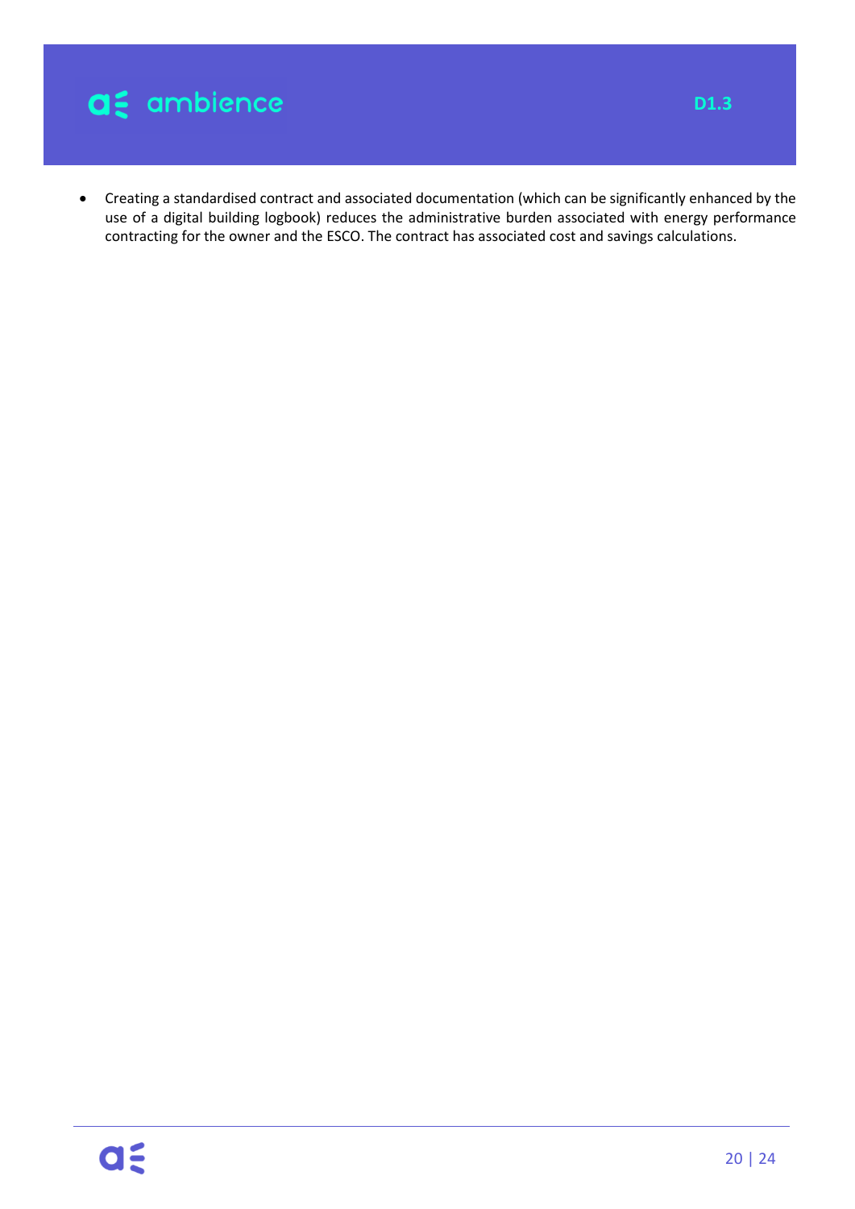- Creating a standardised contract and associated documentation (which can be significantly enhanced by the use of a digital building logbook) reduces the administrative burden associated with energy performance contracting for the owner and the ESCO. The contract has associated cost and savings calculations.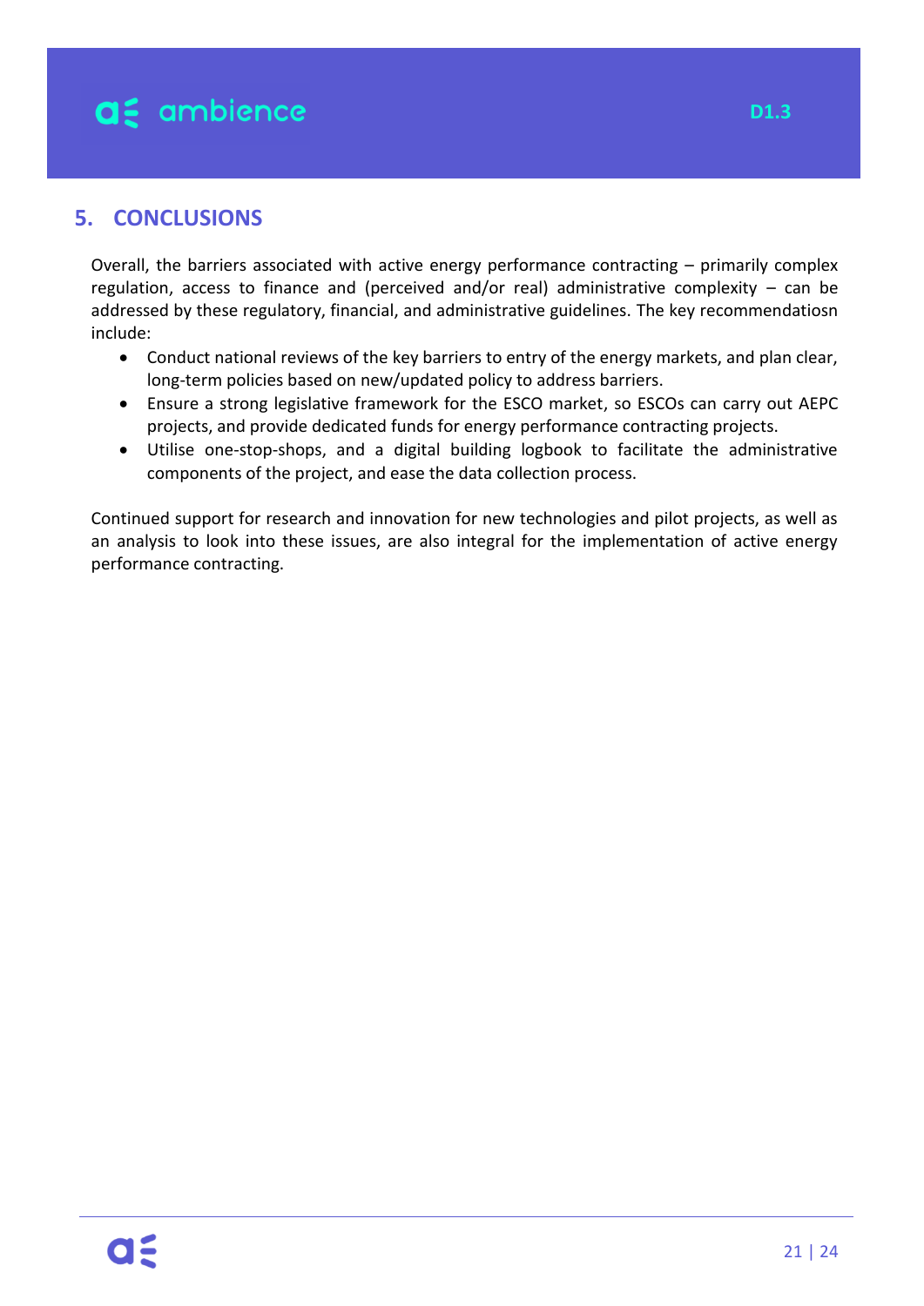## 5. CONCLUSIONS

Overall, the barriers associated with active energy performance contracting – primarily complex regulation, access to finance and (perceived and/or real) administrative complexity – can be addressed by these regulatory, financial, and administrative guidelines. The key recommendatiosn include:

- Conduct national reviews of the key barriers to entry of the energy markets, and plan clear, long-term policies based on new/updated policy to address barriers.
- Ensure a strong legislative framework for the ESCO market, so ESCOs can carry out AEPC projects, and provide dedicated funds for energy performance contracting projects.
- Utilise one-stop-shops, and a digital building logbook to facilitate the administrative components of the project, and ease the data collection process.

Continued support for research and innovation for new technologies and pilot projects, as well as an analysis to look into these issues, are also integral for the implementation of active energy performance contracting.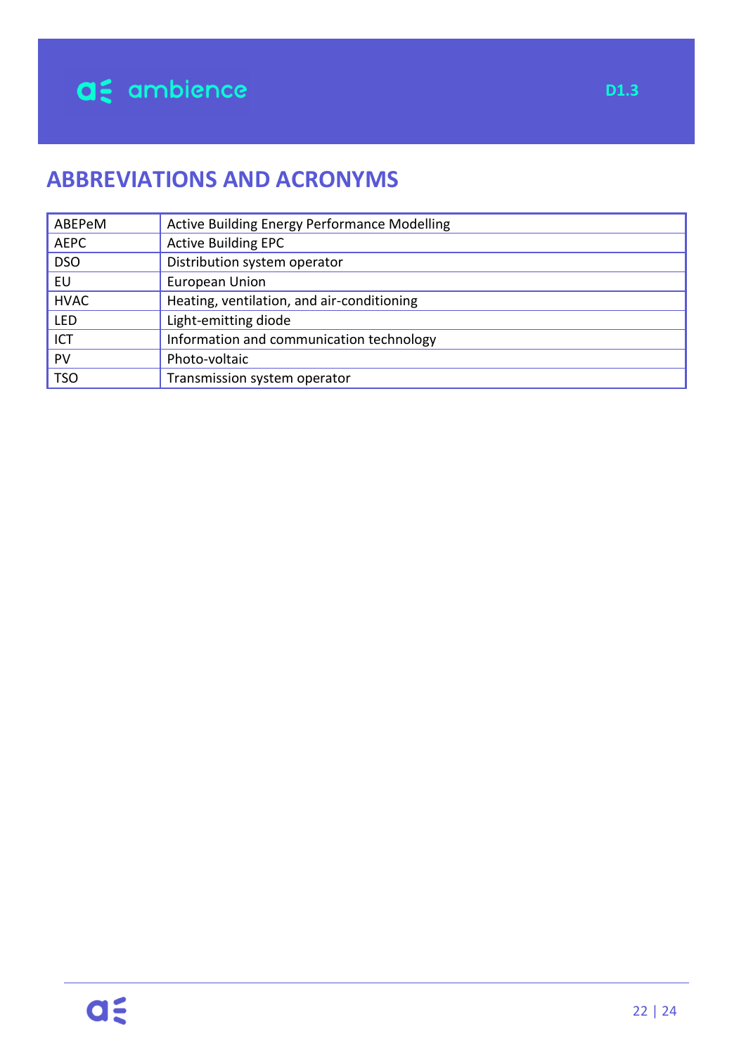# ABBREVIATIONS AND ACRONYMS

| | |
|---|---|
| ABEPeM | Active Building Energy Performance Modelling |
| AEPC | Active Building EPC |
| DSO | Distribution system operator |
| EU | European Union |
| HVAC | Heating, ventilation, and air-conditioning |
| LED | Light-emitting diode |
| ICT | Information and communication technology |
| PV | Photo-voltaic |
| TSO | Transmission system operator |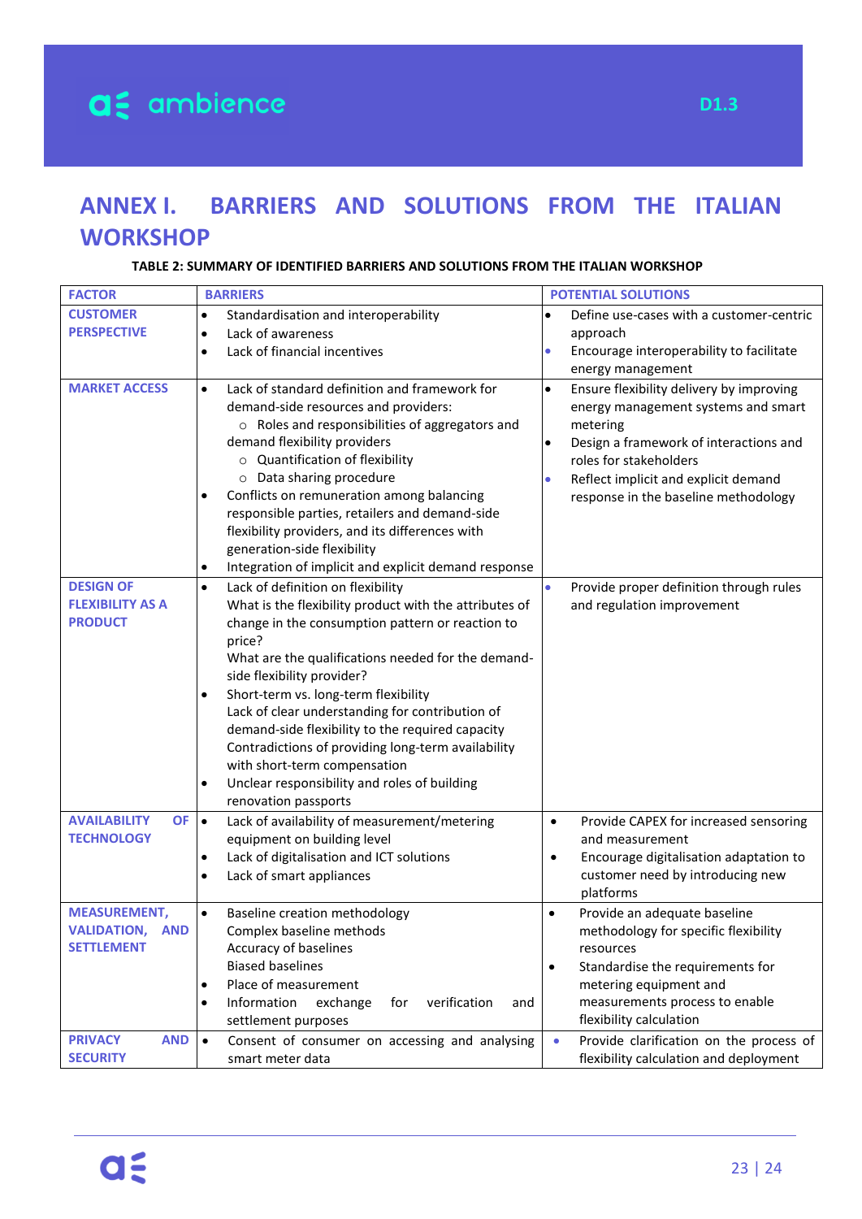# ANNEX I. BARRIERS AND SOLUTIONS FROM THE ITALIAN WORKSHOP

**TABLE 2: SUMMARY OF IDENTIFIED BARRIERS AND SOLUTIONS FROM THE ITALIAN WORKSHOP**

| FACTOR | BARRIERS | POTENTIAL SOLUTIONS |
|---|---|---|
| **CUSTOMER PERSPECTIVE** | • Standardisation and interoperability<br>• Lack of awareness<br>• Lack of financial incentives | • Define use-cases with a customer-centric approach<br>• Encourage interoperability to facilitate energy management |
| **MARKET ACCESS** | • Lack of standard definition and framework for demand-side resources and providers:<br>  ○ Roles and responsibilities of aggregators and demand flexibility providers<br>  ○ Quantification of flexibility<br>  ○ Data sharing procedure<br>• Conflicts on remuneration among balancing responsible parties, retailers and demand-side flexibility providers, and its differences with generation-side flexibility<br>• Integration of implicit and explicit demand response | • Ensure flexibility delivery by improving energy management systems and smart metering<br>• Design a framework of interactions and roles for stakeholders<br>• Reflect implicit and explicit demand response in the baseline methodology |
| **DESIGN OF FLEXIBILITY AS A PRODUCT** | • Lack of definition on flexibility<br>What is the flexibility product with the attributes of change in the consumption pattern or reaction to price?<br>What are the qualifications needed for the demand-side flexibility provider?<br>• Short-term vs. long-term flexibility<br>Lack of clear understanding for contribution of demand-side flexibility to the required capacity<br>Contradictions of providing long-term availability with short-term compensation<br>• Unclear responsibility and roles of building renovation passports | • Provide proper definition through rules and regulation improvement |
| **AVAILABILITY OF TECHNOLOGY** | • Lack of availability of measurement/metering equipment on building level<br>• Lack of digitalisation and ICT solutions<br>• Lack of smart appliances | • Provide CAPEX for increased sensoring and measurement<br>• Encourage digitalisation adaptation to customer need by introducing new platforms |
| **MEASUREMENT, VALIDATION, AND SETTLEMENT** | • Baseline creation methodology<br>Complex baseline methods<br>Accuracy of baselines<br>Biased baselines<br>• Place of measurement<br>• Information exchange for verification and settlement purposes | • Provide an adequate baseline methodology for specific flexibility resources<br>• Standardise the requirements for metering equipment and measurements process to enable flexibility calculation |
| **PRIVACY AND SECURITY** | • Consent of consumer on accessing and analysing smart meter data | • Provide clarification on the process of flexibility calculation and deployment |